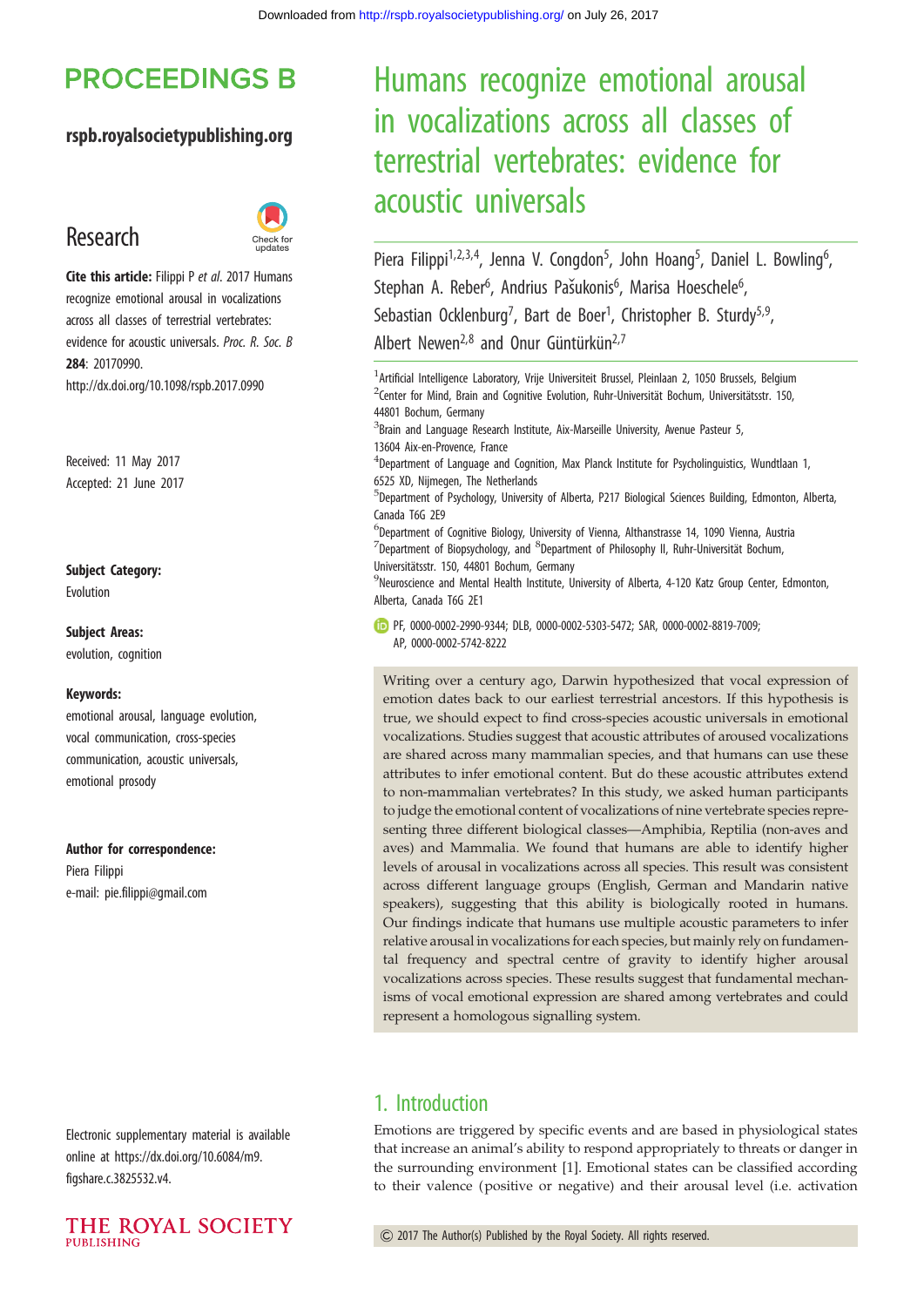# Humans recognize emotional arousal in vocalizations across all classes of terrestrial vertebrates: evidence for acoustic universals

Piera Filippi[1,2,3,4], Jenna V. Congdon[5], John Hoang[5], Daniel L. Bowling[6], Stephan A. Reber[6], Andrius Pašukonis[6], Marisa Hoeschele[6], Sebastian Ocklenburg[7], Bart de Boer[1], Christopher B. Sturdy[5,9], Albert Newen[2,8] and Onur Güntürkün[2,7]

[1]Artificial Intelligence Laboratory, Vrije Universiteit Brussel, Pleinlaan 2, 1050 Brussels, Belgium
[2]Center for Mind, Brain and Cognitive Evolution, Ruhr-Universität Bochum, Universitätsstr. 150, 44801 Bochum, Germany
[3]Brain and Language Research Institute, Aix-Marseille University, Avenue Pasteur 5, 13604 Aix-en-Provence, France
[4]Department of Language and Cognition, Max Planck Institute for Psycholinguistics, Wundtlaan 1, 6525 XD, Nijmegen, The Netherlands
[5]Department of Psychology, University of Alberta, P217 Biological Sciences Building, Edmonton, Alberta, Canada T6G 2E9
[6]Department of Cognitive Biology, University of Vienna, Althanstrasse 14, 1090 Vienna, Austria
[7]Department of Biopsychology, and [8]Department of Philosophy II, Ruhr-Universität Bochum, Universitätsstr. 150, 44801 Bochum, Germany
[9]Neuroscience and Mental Health Institute, University of Alberta, 4-120 Katz Group Center, Edmonton, Alberta, Canada T6G 2E1

PF, 0000-0002-2990-9344; DLB, 0000-0002-5303-5472; SAR, 0000-0002-8819-7009; AP, 0000-0002-5742-8222

**Research**

**Cite this article:** Filippi P *et al.* 2017 Humans recognize emotional arousal in vocalizations across all classes of terrestrial vertebrates: evidence for acoustic universals. *Proc. R. Soc. B* **284**: 20170990. http://dx.doi.org/10.1098/rspb.2017.0990

Received: 11 May 2017
Accepted: 21 June 2017

**Subject Category:**
Evolution

**Subject Areas:**
evolution, cognition

**Keywords:**
emotional arousal, language evolution, vocal communication, cross-species communication, acoustic universals, emotional prosody

**Author for correspondence:**
Piera Filippi
e-mail: pie.filippi@gmail.com

Electronic supplementary material is available online at https://dx.doi.org/10.6084/m9.figshare.c.3825532.v4.

Writing over a century ago, Darwin hypothesized that vocal expression of emotion dates back to our earliest terrestrial ancestors. If this hypothesis is true, we should expect to find cross-species acoustic universals in emotional vocalizations. Studies suggest that acoustic attributes of aroused vocalizations are shared across many mammalian species, and that humans can use these attributes to infer emotional content. But do these acoustic attributes extend to non-mammalian vertebrates? In this study, we asked human participants to judge the emotional content of vocalizations of nine vertebrate species representing three different biological classes—Amphibia, Reptilia (non-aves and aves) and Mammalia. We found that humans are able to identify higher levels of arousal in vocalizations across all species. This result was consistent across different language groups (English, German and Mandarin native speakers), suggesting that this ability is biologically rooted in humans. Our findings indicate that humans use multiple acoustic parameters to infer relative arousal in vocalizations for each species, but mainly rely on fundamental frequency and spectral centre of gravity to identify higher arousal vocalizations across species. These results suggest that fundamental mechanisms of vocal emotional expression are shared among vertebrates and could represent a homologous signalling system.

## 1. Introduction

Emotions are triggered by specific events and are based in physiological states that increase an animal's ability to respond appropriately to threats or danger in the surrounding environment [1]. Emotional states can be classified according to their valence (positive or negative) and their arousal level (i.e. activation

© 2017 The Author(s) Published by the Royal Society. All rights reserved.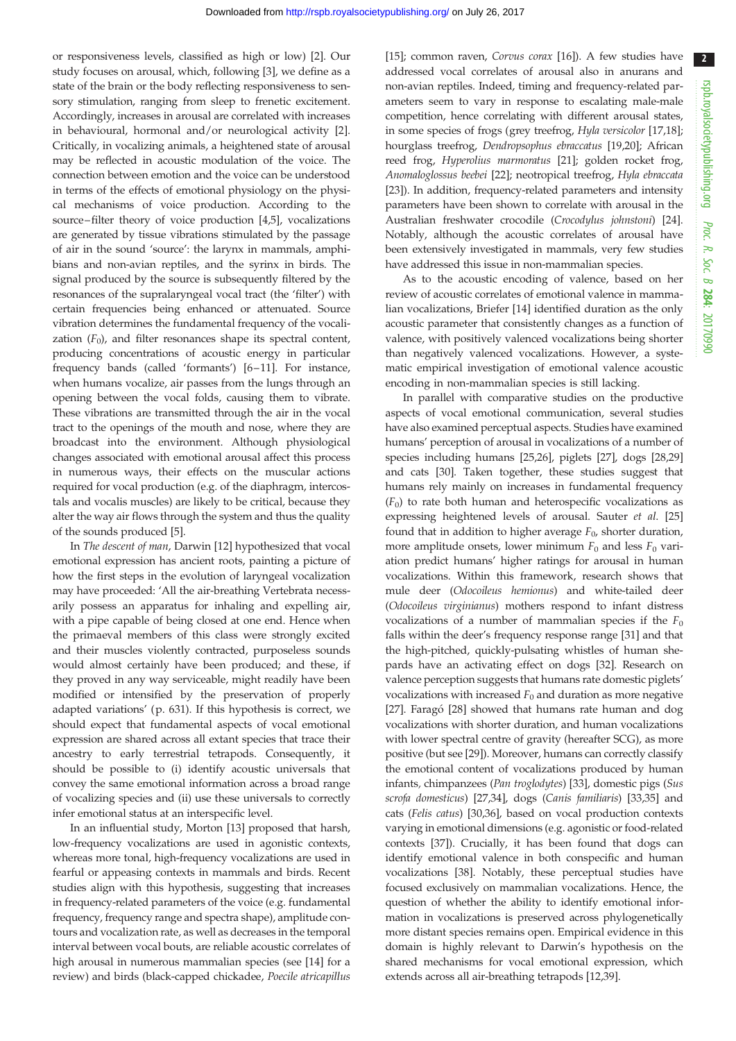or responsiveness levels, classified as high or low) [2]. Our study focuses on arousal, which, following [3], we define as a state of the brain or the body reflecting responsiveness to sensory stimulation, ranging from sleep to frenetic excitement. Accordingly, increases in arousal are correlated with increases in behavioural, hormonal and/or neurological activity [2]. Critically, in vocalizing animals, a heightened state of arousal may be reflected in acoustic modulation of the voice. The connection between emotion and the voice can be understood in terms of the effects of emotional physiology on the physical mechanisms of voice production. According to the source–filter theory of voice production [4,5], vocalizations are generated by tissue vibrations stimulated by the passage of air in the sound 'source': the larynx in mammals, amphibians and non-avian reptiles, and the syrinx in birds. The signal produced by the source is subsequently filtered by the resonances of the supralaryngeal vocal tract (the 'filter') with certain frequencies being enhanced or attenuated. Source vibration determines the fundamental frequency of the vocalization ($F_0$), and filter resonances shape its spectral content, producing concentrations of acoustic energy in particular frequency bands (called 'formants') [6–11]. For instance, when humans vocalize, air passes from the lungs through an opening between the vocal folds, causing them to vibrate. These vibrations are transmitted through the air in the vocal tract to the openings of the mouth and nose, where they are broadcast into the environment. Although physiological changes associated with emotional arousal affect this process in numerous ways, their effects on the muscular actions required for vocal production (e.g. of the diaphragm, intercostals and vocalis muscles) are likely to be critical, because they alter the way air flows through the system and thus the quality of the sounds produced [5].

In *The descent of man*, Darwin [12] hypothesized that vocal emotional expression has ancient roots, painting a picture of how the first steps in the evolution of laryngeal vocalization may have proceeded: 'All the air-breathing Vertebrata necessarily possess an apparatus for inhaling and expelling air, with a pipe capable of being closed at one end. Hence when the primaeval members of this class were strongly excited and their muscles violently contracted, purposeless sounds would almost certainly have been produced; and these, if they proved in any way serviceable, might readily have been modified or intensified by the preservation of properly adapted variations' (p. 631). If this hypothesis is correct, we should expect that fundamental aspects of vocal emotional expression are shared across all extant species that trace their ancestry to early terrestrial tetrapods. Consequently, it should be possible to (i) identify acoustic universals that convey the same emotional information across a broad range of vocalizing species and (ii) use these universals to correctly infer emotional status at an interspecific level.

In an influential study, Morton [13] proposed that harsh, low-frequency vocalizations are used in agonistic contexts, whereas more tonal, high-frequency vocalizations are used in fearful or appeasing contexts in mammals and birds. Recent studies align with this hypothesis, suggesting that increases in frequency-related parameters of the voice (e.g. fundamental frequency, frequency range and spectra shape), amplitude contours and vocalization rate, as well as decreases in the temporal interval between vocal bouts, are reliable acoustic correlates of high arousal in numerous mammalian species (see [14] for a review) and birds (black-capped chickadee, *Poecile atricapillus* [15]; common raven, *Corvus corax* [16]). A few studies have addressed vocal correlates of arousal also in anurans and non-avian reptiles. Indeed, timing and frequency-related parameters seem to vary in response to escalating male-male competition, hence correlating with different arousal states, in some species of frogs (grey treefrog, *Hyla versicolor* [17,18]; hourglass treefrog, *Dendropsophus ebraccatus* [19,20]; African reed frog, *Hyperolius marmoratus* [21]; golden rocket frog, *Anomaloglossus beebei* [22]; neotropical treefrog, *Hyla ebraccata* [23]). In addition, frequency-related parameters and intensity parameters have been shown to correlate with arousal in the Australian freshwater crocodile (*Crocodylus johnstoni*) [24]. Notably, although the acoustic correlates of arousal have been extensively investigated in mammals, very few studies have addressed this issue in non-mammalian species.

As to the acoustic encoding of valence, based on her review of acoustic correlates of emotional valence in mammalian vocalizations, Briefer [14] identified duration as the only acoustic parameter that consistently changes as a function of valence, with positively valenced vocalizations being shorter than negatively valenced vocalizations. However, a systematic empirical investigation of emotional valence acoustic encoding in non-mammalian species is still lacking.

In parallel with comparative studies on the productive aspects of vocal emotional communication, several studies have also examined perceptual aspects. Studies have examined humans' perception of arousal in vocalizations of a number of species including humans [25,26], piglets [27], dogs [28,29] and cats [30]. Taken together, these studies suggest that humans rely mainly on increases in fundamental frequency ($F_0$) to rate both human and heterospecific vocalizations as expressing heightened levels of arousal. Sauter *et al.* [25] found that in addition to higher average $F_0$, shorter duration, more amplitude onsets, lower minimum $F_0$ and less $F_0$ variation predict humans' higher ratings for arousal in human vocalizations. Within this framework, research shows that mule deer (*Odocoileus hemionus*) and white-tailed deer (*Odocoileus virginianus*) mothers respond to infant distress vocalizations of a number of mammalian species if the $F_0$ falls within the deer's frequency response range [31] and that the high-pitched, quickly-pulsating whistles of human shepards have an activating effect on dogs [32]. Research on valence perception suggests that humans rate domestic piglets' vocalizations with increased $F_0$ and duration as more negative [27]. Faragó [28] showed that humans rate human and dog vocalizations with shorter duration, and human vocalizations with lower spectral centre of gravity (hereafter SCG), as more positive (but see [29]). Moreover, humans can correctly classify the emotional content of vocalizations produced by human infants, chimpanzees (*Pan troglodytes*) [33], domestic pigs (*Sus scrofa domesticus*) [27,34], dogs (*Canis familiaris*) [33,35] and cats (*Felis catus*) [30,36], based on vocal production contexts varying in emotional dimensions (e.g. agonistic or food-related contexts [37]). Crucially, it has been found that dogs can identify emotional valence in both conspecific and human vocalizations [38]. Notably, these perceptual studies have focused exclusively on mammalian vocalizations. Hence, the question of whether the ability to identify emotional information in vocalizations is preserved across phylogenetically more distant species remains open. Empirical evidence in this domain is highly relevant to Darwin's hypothesis on the shared mechanisms for vocal emotional expression, which extends across all air-breathing tetrapods [12,39].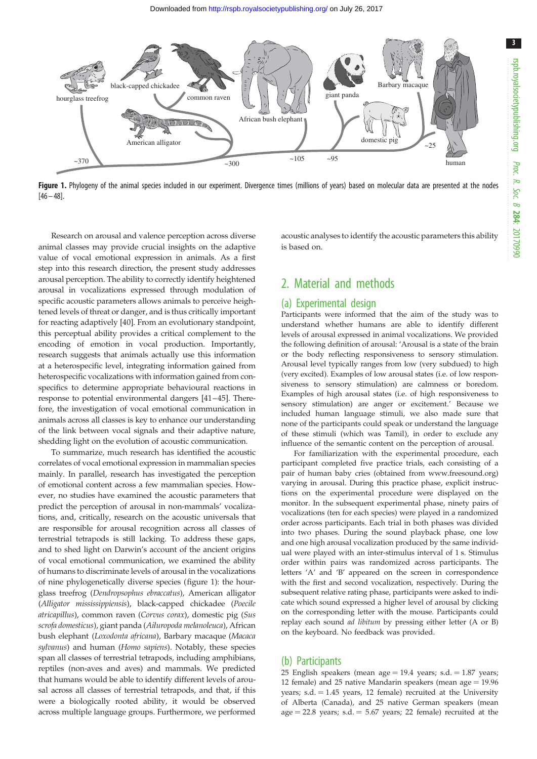Figure 1. Phylogeny of the animal species included in our experiment. Divergence times (millions of years) based on molecular data are presented at the nodes [46–48].

Research on arousal and valence perception across diverse animal classes may provide crucial insights on the adaptive value of vocal emotional expression in animals. As a first step into this research direction, the present study addresses arousal perception. The ability to correctly identify heightened arousal in vocalizations expressed through modulation of specific acoustic parameters allows animals to perceive heightened levels of threat or danger, and is thus critically important for reacting adaptively [40]. From an evolutionary standpoint, this perceptual ability provides a critical complement to the encoding of emotion in vocal production. Importantly, research suggests that animals actually use this information at a heterospecific level, integrating information gained from heterospecific vocalizations with information gained from conspecifics to determine appropriate behavioural reactions in response to potential environmental dangers [41–45]. Therefore, the investigation of vocal emotional communication in animals across all classes is key to enhance our understanding of the link between vocal signals and their adaptive nature, shedding light on the evolution of acoustic communication.

To summarize, much research has identified the acoustic correlates of vocal emotional expression in mammalian species mainly. In parallel, research has investigated the perception of emotional content across a few mammalian species. However, no studies have examined the acoustic parameters that predict the perception of arousal in non-mammals' vocalizations, and, critically, research on the acoustic universals that are responsible for arousal recognition across all classes of terrestrial tetrapods is still lacking. To address these gaps, and to shed light on Darwin's account of the ancient origins of vocal emotional communication, we examined the ability of humans to discriminate between levels of arousal in the vocalizations of nine phylogenetically diverse species (figure 1): the hourglass treefrog (*Dendropsophus ebraccatus*), American alligator (*Alligator mississippiensis*), black-capped chickadee (*Poecile atricapillus*), common raven (*Corvus corax*), domestic pig (*Sus scrofa domesticus*), giant panda (*Ailuropoda melanoleuca*), African bush elephant (*Loxodonta africana*), Barbary macaque (*Macaca sylvanus*) and human (*Homo sapiens*). Notably, these species span all classes of terrestrial tetrapods, including amphibians, reptiles (non-aves and aves) and mammals. We predicted that humans would be able to identify different levels of arousal across all classes of terrestrial tetrapods, and that, if this were a biologically rooted ability, it would be observed across multiple language groups. Furthermore, we performed acoustic analyses to identify the acoustic parameters this ability is based on.

## 2. Material and methods

### (a) Experimental design

Participants were informed that the aim of the study was to understand whether humans are able to identify different levels of arousal expressed in animal vocalizations. We provided the following definition of arousal: 'Arousal is a state of the brain or the body reflecting responsiveness to sensory stimulation. Arousal level typically ranges from low (very subdued) to high (very excited). Examples of low arousal states (i.e. of low responsiveness to sensory stimulation) are calmness or boredom. Examples of high arousal states (i.e. of high responsiveness to sensory stimulation) are anger or excitement.' Because we included human language stimuli, we also made sure that none of the participants could speak or understand the language of these stimuli (which was Tamil), in order to exclude any influence of the semantic content on the perception of arousal.

For familiarization with the experimental procedure, each participant completed five practice trials, each consisting of a pair of human baby cries (obtained from www.freesound.org) varying in arousal. During this practice phase, explicit instructions on the experimental procedure were displayed on the monitor. In the subsequent experimental phase, ninety pairs of vocalizations (ten for each species) were played in a randomized order across participants. Each trial in both phases was divided into two phases. During the sound playback phase, one low and one high arousal vocalization produced by the same individual were played with an inter-stimulus interval of 1 s. Stimulus order within pairs was randomized across participants. The letters 'A' and 'B' appeared on the screen in correspondence with the first and second vocalization, respectively. During the subsequent relative rating phase, participants were asked to indicate which sound expressed a higher level of arousal by clicking on the corresponding letter with the mouse. Participants could replay each sound *ad libitum* by pressing either letter (A or B) on the keyboard. No feedback was provided.

### (b) Participants

25 English speakers (mean age = 19.4 years; s.d. = 1.87 years; 12 female) and 25 native Mandarin speakers (mean age = 19.96 years; s.d. = 1.45 years, 12 female) recruited at the University of Alberta (Canada), and 25 native German speakers (mean age = 22.8 years; s.d. = 5.67 years; 22 female) recruited at the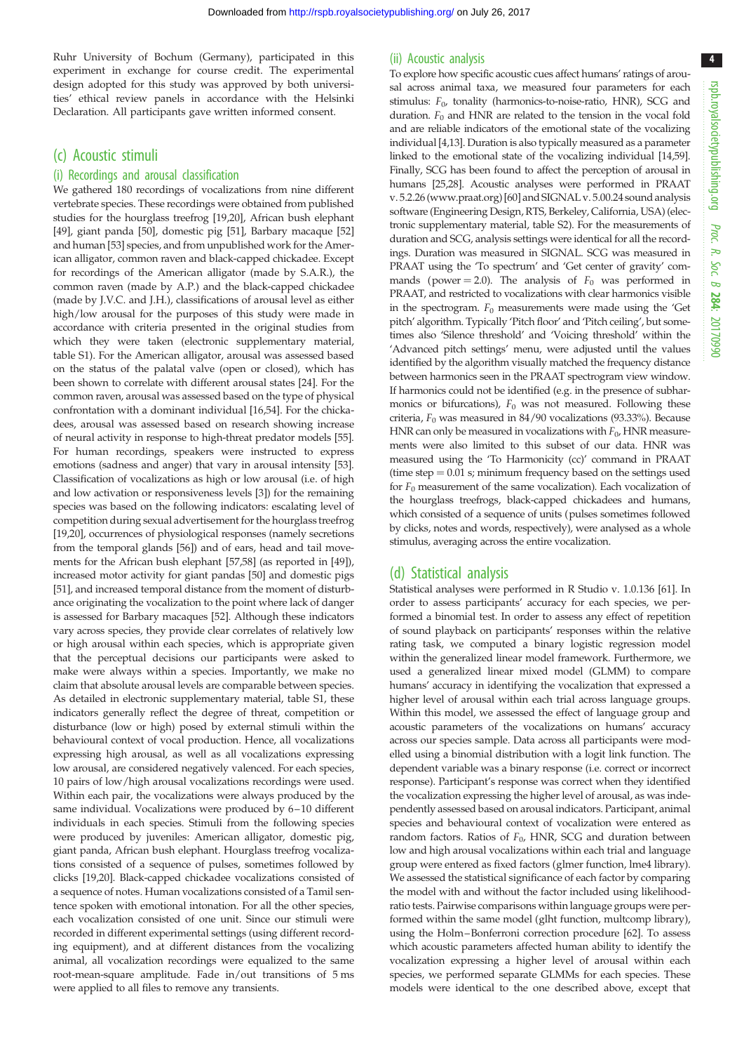Ruhr University of Bochum (Germany), participated in this experiment in exchange for course credit. The experimental design adopted for this study was approved by both universities' ethical review panels in accordance with the Helsinki Declaration. All participants gave written informed consent.

## (c) Acoustic stimuli

### (i) Recordings and arousal classification

We gathered 180 recordings of vocalizations from nine different vertebrate species. These recordings were obtained from published studies for the hourglass treefrog [19,20], African bush elephant [49], giant panda [50], domestic pig [51], Barbary macaque [52] and human [53] species, and from unpublished work for the American alligator, common raven and black-capped chickadee. Except for recordings of the American alligator (made by S.A.R.), the common raven (made by A.P.) and the black-capped chickadee (made by J.V.C. and J.H.), classifications of arousal level as either high/low arousal for the purposes of this study were made in accordance with criteria presented in the original studies from which they were taken (electronic supplementary material, table S1). For the American alligator, arousal was assessed based on the status of the palatal valve (open or closed), which has been shown to correlate with different arousal states [24]. For the common raven, arousal was assessed based on the type of physical confrontation with a dominant individual [16,54]. For the chickadees, arousal was assessed based on research showing increase of neural activity in response to high-threat predator models [55]. For human recordings, speakers were instructed to express emotions (sadness and anger) that vary in arousal intensity [53]. Classification of vocalizations as high or low arousal (i.e. of high and low activation or responsiveness levels [3]) for the remaining species was based on the following indicators: escalating level of competition during sexual advertisement for the hourglass treefrog [19,20], occurrences of physiological responses (namely secretions from the temporal glands [56]) and of ears, head and tail movements for the African bush elephant [57,58] (as reported in [49]), increased motor activity for giant pandas [50] and domestic pigs [51], and increased temporal distance from the moment of disturbance originating the vocalization to the point where lack of danger is assessed for Barbary macaques [52]. Although these indicators vary across species, they provide clear correlates of relatively low or high arousal within each species, which is appropriate given that the perceptual decisions our participants were asked to make were always within a species. Importantly, we make no claim that absolute arousal levels are comparable between species. As detailed in electronic supplementary material, table S1, these indicators generally reflect the degree of threat, competition or disturbance (low or high) posed by external stimuli within the behavioural context of vocal production. Hence, all vocalizations expressing high arousal, as well as all vocalizations expressing low arousal, are considered negatively valenced. For each species, 10 pairs of low/high arousal vocalizations recordings were used. Within each pair, the vocalizations were always produced by the same individual. Vocalizations were produced by 6–10 different individuals in each species. Stimuli from the following species were produced by juveniles: American alligator, domestic pig, giant panda, African bush elephant. Hourglass treefrog vocalizations consisted of a sequence of pulses, sometimes followed by clicks [19,20]. Black-capped chickadee vocalizations consisted of a sequence of notes. Human vocalizations consisted of a Tamil sentence spoken with emotional intonation. For all the other species, each vocalization consisted of one unit. Since our stimuli were recorded in different experimental settings (using different recording equipment), and at different distances from the vocalizing animal, all vocalization recordings were equalized to the same root-mean-square amplitude. Fade in/out transitions of 5 ms were applied to all files to remove any transients.

### (ii) Acoustic analysis

To explore how specific acoustic cues affect humans' ratings of arousal across animal taxa, we measured four parameters for each stimulus: $F_0$, tonality (harmonics-to-noise-ratio, HNR), SCG and duration. $F_0$ and HNR are related to the tension in the vocal fold and are reliable indicators of the emotional state of the vocalizing individual [4,13]. Duration is also typically measured as a parameter linked to the emotional state of the vocalizing individual [14,59]. Finally, SCG has been found to affect the perception of arousal in humans [25,28]. Acoustic analyses were performed in PRAAT v. 5.2.26 (www.praat.org) [60] and SIGNAL v. 5.00.24 sound analysis software (Engineering Design, RTS, Berkeley, California, USA) (electronic supplementary material, table S2). For the measurements of duration and SCG, analysis settings were identical for all the recordings. Duration was measured in SIGNAL. SCG was measured in PRAAT using the 'To spectrum' and 'Get center of gravity' commands (power = 2.0). The analysis of $F_0$ was performed in PRAAT, and restricted to vocalizations with clear harmonics visible in the spectrogram. $F_0$ measurements were made using the 'Get pitch' algorithm. Typically 'Pitch floor' and 'Pitch ceiling', but sometimes also 'Silence threshold' and 'Voicing threshold' within the 'Advanced pitch settings' menu, were adjusted until the values identified by the algorithm visually matched the frequency distance between harmonics seen in the PRAAT spectrogram view window. If harmonics could not be identified (e.g. in the presence of subharmonics or bifurcations), $F_0$ was not measured. Following these criteria, $F_0$ was measured in 84/90 vocalizations (93.33%). Because HNR can only be measured in vocalizations with $F_0$, HNR measurements were also limited to this subset of our data. HNR was measured using the 'To Harmonicity (cc)' command in PRAAT (time step = 0.01 s; minimum frequency based on the settings used for $F_0$ measurement of the same vocalization). Each vocalization of the hourglass treefrogs, black-capped chickadees and humans, which consisted of a sequence of units (pulses sometimes followed by clicks, notes and words, respectively), were analysed as a whole stimulus, averaging across the entire vocalization.

## (d) Statistical analysis

Statistical analyses were performed in R Studio v. 1.0.136 [61]. In order to assess participants' accuracy for each species, we performed a binomial test. In order to assess any effect of repetition of sound playback on participants' responses within the relative rating task, we computed a binary logistic regression model within the generalized linear model framework. Furthermore, we used a generalized linear mixed model (GLMM) to compare humans' accuracy in identifying the vocalization that expressed a higher level of arousal within each trial across language groups. Within this model, we assessed the effect of language group and acoustic parameters of the vocalizations on humans' accuracy across our species sample. Data across all participants were modelled using a binomial distribution with a logit link function. The dependent variable was a binary response (i.e. correct or incorrect response). Participant's response was correct when they identified the vocalization expressing the higher level of arousal, as was independently assessed based on arousal indicators. Participant, animal species and behavioural context of vocalization were entered as random factors. Ratios of $F_0$, HNR, SCG and duration between low and high arousal vocalizations within each trial and language group were entered as fixed factors (glmer function, lme4 library). We assessed the statistical significance of each factor by comparing the model with and without the factor included using likelihood-ratio tests. Pairwise comparisons within language groups were performed within the same model (glht function, multcomp library), using the Holm–Bonferroni correction procedure [62]. To assess which acoustic parameters affected human ability to identify the vocalization expressing a higher level of arousal within each species, we performed separate GLMMs for each species. These models were identical to the one described above, except that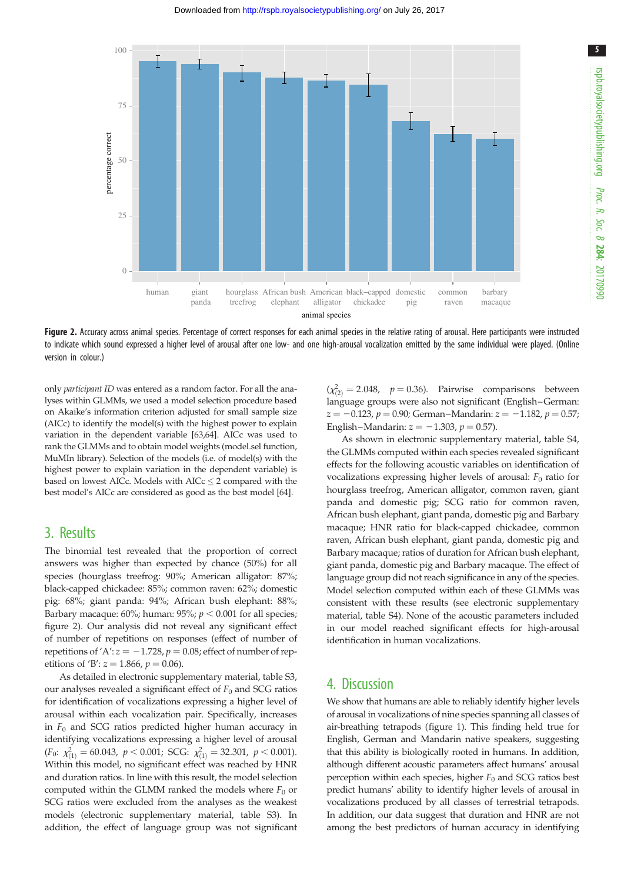Figure 2. Accuracy across animal species. Percentage of correct responses for each animal species in the relative rating of arousal. Here participants were instructed to indicate which sound expressed a higher level of arousal after one low- and one high-arousal vocalization emitted by the same individual were played. (Online version in colour.)

only *participant ID* was entered as a random factor. For all the analyses within GLMMs, we used a model selection procedure based on Akaike's information criterion adjusted for small sample size (AICc) to identify the model(s) with the highest power to explain variation in the dependent variable [63,64]. AICc was used to rank the GLMMs and to obtain model weights (model.sel function, MuMIn library). Selection of the models (i.e. of model(s) with the highest power to explain variation in the dependent variable) is based on lowest AICc. Models with AICc $\leq 2$ compared with the best model's AICc are considered as good as the best model [64].

## 3. Results

The binomial test revealed that the proportion of correct answers was higher than expected by chance (50%) for all species (hourglass treefrog: 90%; American alligator: 87%; black-capped chickadee: 85%; common raven: 62%; domestic pig: 68%; giant panda: 94%; African bush elephant: 88%; Barbary macaque: 60%; human: 95%; $p < 0.001$ for all species; figure 2). Our analysis did not reveal any significant effect of number of repetitions on responses (effect of number of repetitions of 'A': $z = -1.728$, $p = 0.08$; effect of number of repetitions of 'B': $z = 1.866$, $p = 0.06$).

As detailed in electronic supplementary material, table S3, our analyses revealed a significant effect of $F_0$ and SCG ratios for identification of vocalizations expressing a higher level of arousal within each vocalization pair. Specifically, increases in $F_0$ and SCG ratios predicted higher human accuracy in identifying vocalizations expressing a higher level of arousal ($F_0$: $\chi^2_{(1)} = 60.043$, $p < 0.001$; SCG: $\chi^2_{(1)} = 32.301$, $p < 0.001$). Within this model, no significant effect was reached by HNR and duration ratios. In line with this result, the model selection computed within the GLMM ranked the models where $F_0$ or SCG ratios were excluded from the analyses as the weakest models (electronic supplementary material, table S3). In addition, the effect of language group was not significant ($\chi^2_{(2)} = 2.048$, $p = 0.36$). Pairwise comparisons between language groups were also not significant (English–German: $z = -0.123$, $p = 0.90$; German–Mandarin: $z = -1.182$, $p = 0.57$; English–Mandarin: $z = -1.303$, $p = 0.57$).

As shown in electronic supplementary material, table S4, the GLMMs computed within each species revealed significant effects for the following acoustic variables on identification of vocalizations expressing higher levels of arousal: $F_0$ ratio for hourglass treefrog, American alligator, common raven, giant panda and domestic pig; SCG ratio for common raven, African bush elephant, giant panda, domestic pig and Barbary macaque; HNR ratio for black-capped chickadee, common raven, African bush elephant, giant panda, domestic pig and Barbary macaque; ratios of duration for African bush elephant, giant panda, domestic pig and Barbary macaque. The effect of language group did not reach significance in any of the species. Model selection computed within each of these GLMMs was consistent with these results (see electronic supplementary material, table S4). None of the acoustic parameters included in our model reached significant effects for high-arousal identification in human vocalizations.

## 4. Discussion

We show that humans are able to reliably identify higher levels of arousal in vocalizations of nine species spanning all classes of air-breathing tetrapods (figure 1). This finding held true for English, German and Mandarin native speakers, suggesting that this ability is biologically rooted in humans. In addition, although different acoustic parameters affect humans' arousal perception within each species, higher $F_0$ and SCG ratios best predict humans' ability to identify higher levels of arousal in vocalizations produced by all classes of terrestrial tetrapods. In addition, our data suggest that duration and HNR are not among the best predictors of human accuracy in identifying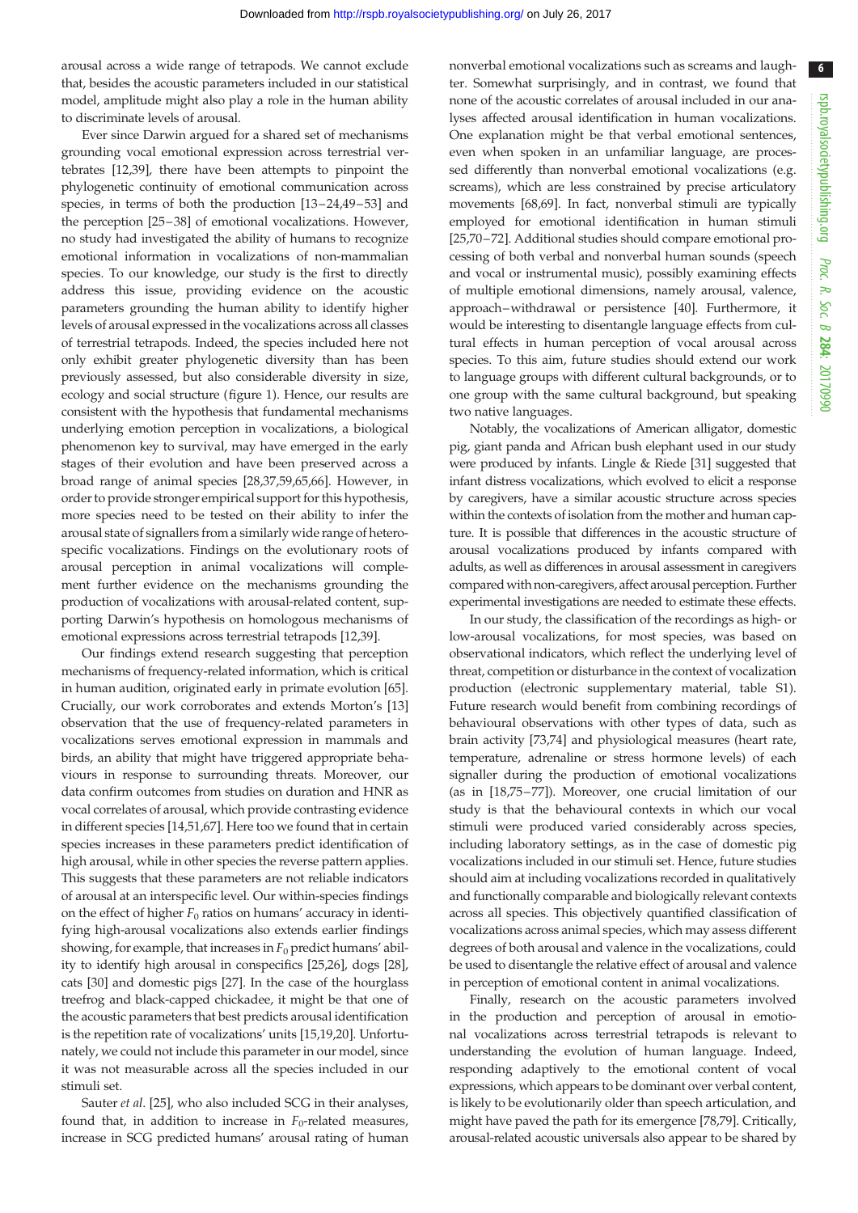arousal across a wide range of tetrapods. We cannot exclude that, besides the acoustic parameters included in our statistical model, amplitude might also play a role in the human ability to discriminate levels of arousal.

Ever since Darwin argued for a shared set of mechanisms grounding vocal emotional expression across terrestrial vertebrates [12,39], there have been attempts to pinpoint the phylogenetic continuity of emotional communication across species, in terms of both the production [13–24,49–53] and the perception [25–38] of emotional vocalizations. However, no study had investigated the ability of humans to recognize emotional information in vocalizations of non-mammalian species. To our knowledge, our study is the first to directly address this issue, providing evidence on the acoustic parameters grounding the human ability to identify higher levels of arousal expressed in the vocalizations across all classes of terrestrial tetrapods. Indeed, the species included here not only exhibit greater phylogenetic diversity than has been previously assessed, but also considerable diversity in size, ecology and social structure (figure 1). Hence, our results are consistent with the hypothesis that fundamental mechanisms underlying emotion perception in vocalizations, a biological phenomenon key to survival, may have emerged in the early stages of their evolution and have been preserved across a broad range of animal species [28,37,59,65,66]. However, in order to provide stronger empirical support for this hypothesis, more species need to be tested on their ability to infer the arousal state of signallers from a similarly wide range of heterospecific vocalizations. Findings on the evolutionary roots of arousal perception in animal vocalizations will complement further evidence on the mechanisms grounding the production of vocalizations with arousal-related content, supporting Darwin's hypothesis on homologous mechanisms of emotional expressions across terrestrial tetrapods [12,39].

Our findings extend research suggesting that perception mechanisms of frequency-related information, which is critical in human audition, originated early in primate evolution [65]. Crucially, our work corroborates and extends Morton's [13] observation that the use of frequency-related parameters in vocalizations serves emotional expression in mammals and birds, an ability that might have triggered appropriate behaviours in response to surrounding threats. Moreover, our data confirm outcomes from studies on duration and HNR as vocal correlates of arousal, which provide contrasting evidence in different species [14,51,67]. Here too we found that in certain species increases in these parameters predict identification of high arousal, while in other species the reverse pattern applies. This suggests that these parameters are not reliable indicators of arousal at an interspecific level. Our within-species findings on the effect of higher $F_0$ ratios on humans' accuracy in identifying high-arousal vocalizations also extends earlier findings showing, for example, that increases in $F_0$ predict humans' ability to identify high arousal in conspecifics [25,26], dogs [28], cats [30] and domestic pigs [27]. In the case of the hourglass treefrog and black-capped chickadee, it might be that one of the acoustic parameters that best predicts arousal identification is the repetition rate of vocalizations' units [15,19,20]. Unfortunately, we could not include this parameter in our model, since it was not measurable across all the species included in our stimuli set.

Sauter *et al*. [25], who also included SCG in their analyses, found that, in addition to increase in $F_0$-related measures, increase in SCG predicted humans' arousal rating of human nonverbal emotional vocalizations such as screams and laughter. Somewhat surprisingly, and in contrast, we found that none of the acoustic correlates of arousal included in our analyses affected arousal identification in human vocalizations. One explanation might be that verbal emotional sentences, even when spoken in an unfamiliar language, are processed differently than nonverbal emotional vocalizations (e.g. screams), which are less constrained by precise articulatory movements [68,69]. In fact, nonverbal stimuli are typically employed for emotional identification in human stimuli [25,70–72]. Additional studies should compare emotional processing of both verbal and nonverbal human sounds (speech and vocal or instrumental music), possibly examining effects of multiple emotional dimensions, namely arousal, valence, approach–withdrawal or persistence [40]. Furthermore, it would be interesting to disentangle language effects from cultural effects in human perception of vocal arousal across species. To this aim, future studies should extend our work to language groups with different cultural backgrounds, or to one group with the same cultural background, but speaking two native languages.

Notably, the vocalizations of American alligator, domestic pig, giant panda and African bush elephant used in our study were produced by infants. Lingle & Riede [31] suggested that infant distress vocalizations, which evolved to elicit a response by caregivers, have a similar acoustic structure across species within the contexts of isolation from the mother and human capture. It is possible that differences in the acoustic structure of arousal vocalizations produced by infants compared with adults, as well as differences in arousal assessment in caregivers compared with non-caregivers, affect arousal perception. Further experimental investigations are needed to estimate these effects.

In our study, the classification of the recordings as high- or low-arousal vocalizations, for most species, was based on observational indicators, which reflect the underlying level of threat, competition or disturbance in the context of vocalization production (electronic supplementary material, table S1). Future research would benefit from combining recordings of behavioural observations with other types of data, such as brain activity [73,74] and physiological measures (heart rate, temperature, adrenaline or stress hormone levels) of each signaller during the production of emotional vocalizations (as in [18,75–77]). Moreover, one crucial limitation of our study is that the behavioural contexts in which our vocal stimuli were produced varied considerably across species, including laboratory settings, as in the case of domestic pig vocalizations included in our stimuli set. Hence, future studies should aim at including vocalizations recorded in qualitatively and functionally comparable and biologically relevant contexts across all species. This objectively quantified classification of vocalizations across animal species, which may assess different degrees of both arousal and valence in the vocalizations, could be used to disentangle the relative effect of arousal and valence in perception of emotional content in animal vocalizations.

Finally, research on the acoustic parameters involved in the production and perception of arousal in emotional vocalizations across terrestrial tetrapods is relevant to understanding the evolution of human language. Indeed, responding adaptively to the emotional content of vocal expressions, which appears to be dominant over verbal content, is likely to be evolutionarily older than speech articulation, and might have paved the path for its emergence [78,79]. Critically, arousal-related acoustic universals also appear to be shared by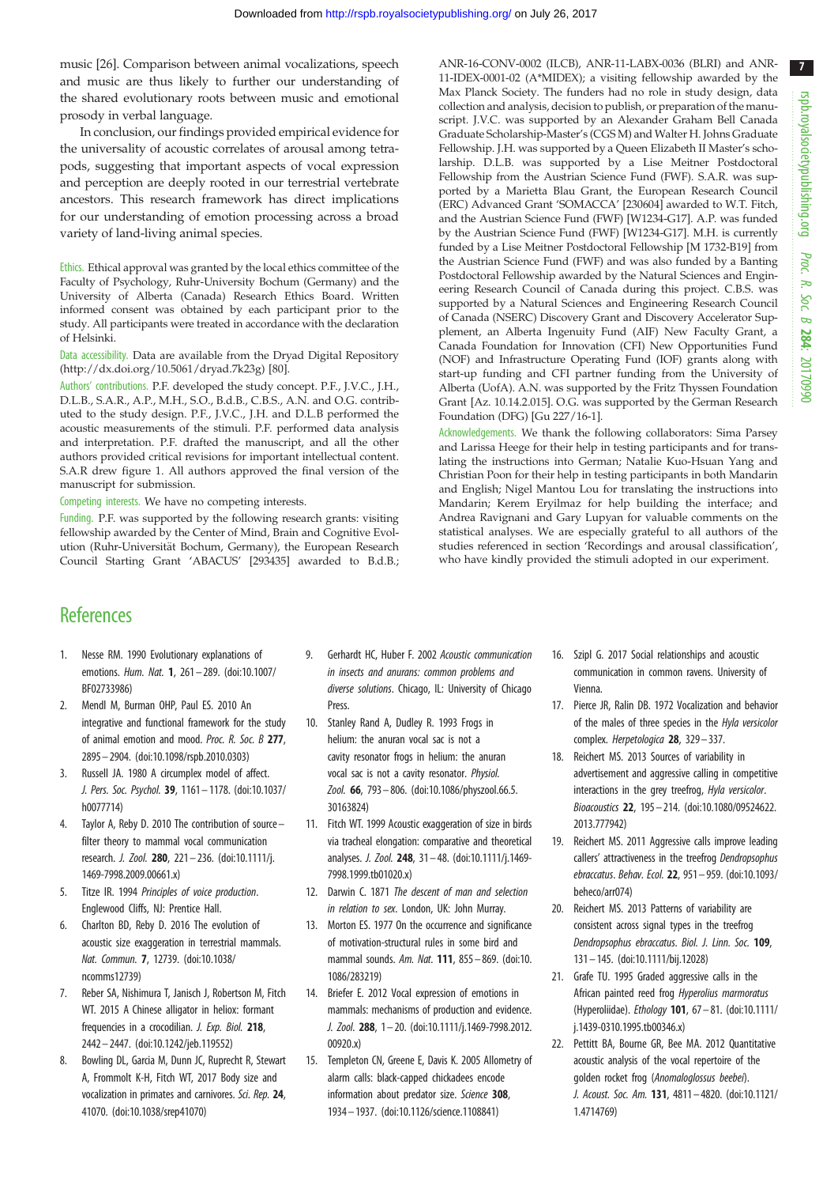music [26]. Comparison between animal vocalizations, speech and music are thus likely to further our understanding of the shared evolutionary roots between music and emotional prosody in verbal language.

In conclusion, our findings provided empirical evidence for the universality of acoustic correlates of arousal among tetrapods, suggesting that important aspects of vocal expression and perception are deeply rooted in our terrestrial vertebrate ancestors. This research framework has direct implications for our understanding of emotion processing across a broad variety of land-living animal species.

Ethics. Ethical approval was granted by the local ethics committee of the Faculty of Psychology, Ruhr-University Bochum (Germany) and the University of Alberta (Canada) Research Ethics Board. Written informed consent was obtained by each participant prior to the study. All participants were treated in accordance with the declaration of Helsinki.

Data accessibility. Data are available from the Dryad Digital Repository (http://dx.doi.org/10.5061/dryad.7k23g) [80].

Authors' contributions. P.F. developed the study concept. P.F., J.V.C., J.H., D.L.B., S.A.R., A.P., M.H., S.O., B.d.B., C.B.S., A.N. and O.G. contributed to the study design. P.F., J.V.C., J.H. and D.L.B performed the acoustic measurements of the stimuli. P.F. performed data analysis and interpretation. P.F. drafted the manuscript, and all the other authors provided critical revisions for important intellectual content. S.A.R drew figure 1. All authors approved the final version of the manuscript for submission.

Competing interests. We have no competing interests.

Funding. P.F. was supported by the following research grants: visiting fellowship awarded by the Center of Mind, Brain and Cognitive Evolution (Ruhr-Universität Bochum, Germany), the European Research Council Starting Grant 'ABACUS' [293435] awarded to B.d.B.; ANR-16-CONV-0002 (ILCB), ANR-11-LABX-0036 (BLRI) and ANR-11-IDEX-0001-02 (A*MIDEX); a visiting fellowship awarded by the Max Planck Society. The funders had no role in study design, data collection and analysis, decision to publish, or preparation of the manuscript. J.V.C. was supported by an Alexander Graham Bell Canada Graduate Scholarship-Master's (CGS M) and Walter H. Johns Graduate Fellowship. J.H. was supported by a Queen Elizabeth II Master's scholarship. D.L.B. was supported by a Lise Meitner Postdoctoral Fellowship from the Austrian Science Fund (FWF). S.A.R. was supported by a Marietta Blau Grant, the European Research Council (ERC) Advanced Grant 'SOMACCA' [230604] awarded to W.T. Fitch, and the Austrian Science Fund (FWF) [W1234-G17]. A.P. was funded by the Austrian Science Fund (FWF) [W1234-G17]. M.H. is currently funded by a Lise Meitner Postdoctoral Fellowship [M 1732-B19] from the Austrian Science Fund (FWF) and was also funded by a Banting Postdoctoral Fellowship awarded by the Natural Sciences and Engineering Research Council of Canada during this project. C.B.S. was supported by a Natural Sciences and Engineering Research Council of Canada (NSERC) Discovery Grant and Discovery Accelerator Supplement, an Alberta Ingenuity Fund (AIF) New Faculty Grant, a Canada Foundation for Innovation (CFI) New Opportunities Fund (NOF) and Infrastructure Operating Fund (IOF) grants along with start-up funding and CFI partner funding from the University of Alberta (UofA). A.N. was supported by the Fritz Thyssen Foundation Grant [Az. 10.14.2.015]. O.G. was supported by the German Research Foundation (DFG) [Gu 227/16-1].

Acknowledgements. We thank the following collaborators: Sima Parsey and Larissa Heege for their help in testing participants and for translating the instructions into German; Natalie Kuo-Hsuan Yang and Christian Poon for their help in testing participants in both Mandarin and English; Nigel Mantou Lou for translating the instructions into Mandarin; Kerem Eryilmaz for help building the interface; and Andrea Ravignani and Gary Lupyan for valuable comments on the statistical analyses. We are especially grateful to all authors of the studies referenced in section 'Recordings and arousal classification', who have kindly provided the stimuli adopted in our experiment.

## References

1. Nesse RM. 1990 Evolutionary explanations of emotions. *Hum. Nat.* **1**, 261–289. (doi:10.1007/BF02733986)
2. Mendl M, Burman OHP, Paul ES. 2010 An integrative and functional framework for the study of animal emotion and mood. *Proc. R. Soc. B* **277**, 2895–2904. (doi:10.1098/rspb.2010.0303)
3. Russell JA. 1980 A circumplex model of affect. *J. Pers. Soc. Psychol.* **39**, 1161–1178. (doi:10.1037/h0077714)
4. Taylor A, Reby D. 2010 The contribution of source–filter theory to mammal vocal communication research. *J. Zool.* **280**, 221–236. (doi:10.1111/j.1469-7998.2009.00661.x)
5. Titze IR. 1994 *Principles of voice production*. Englewood Cliffs, NJ: Prentice Hall.
6. Charlton BD, Reby D. 2016 The evolution of acoustic size exaggeration in terrestrial mammals. *Nat. Commun.* **7**, 12739. (doi:10.1038/ncomms12739)
7. Reber SA, Nishimura T, Janisch J, Robertson M, Fitch WT. 2015 A Chinese alligator in heliox: formant frequencies in a crocodilian. *J. Exp. Biol.* **218**, 2442–2447. (doi:10.1242/jeb.119552)
8. Bowling DL, Garcia M, Dunn JC, Ruprecht R, Stewart A, Frommolt K-H, Fitch WT, 2017 Body size and vocalization in primates and carnivores. *Sci. Rep.* **24**, 41070. (doi:10.1038/srep41070)
9. Gerhardt HC, Huber F. 2002 *Acoustic communication in insects and anurans: common problems and diverse solutions*. Chicago, IL: University of Chicago Press.
10. Stanley Rand A, Dudley R. 1993 Frogs in helium: the anuran vocal sac is not a cavity resonator frogs in helium: the anuran vocal sac is not a cavity resonator. *Physiol. Zool.* **66**, 793–806. (doi:10.1086/physzool.66.5.30163824)
11. Fitch WT. 1999 Acoustic exaggeration of size in birds via tracheal elongation: comparative and theoretical analyses. *J. Zool.* **248**, 31–48. (doi:10.1111/j.1469-7998.1999.tb01020.x)
12. Darwin C. 1871 *The descent of man and selection in relation to sex*. London, UK: John Murray.
13. Morton ES. 1977 On the occurrence and significance of motivation-structural rules in some bird and mammal sounds. *Am. Nat.* **111**, 855–869. (doi:10.1086/283219)
14. Briefer E. 2012 Vocal expression of emotions in mammals: mechanisms of production and evidence. *J. Zool.* **288**, 1–20. (doi:10.1111/j.1469-7998.2012.00920.x)
15. Templeton CN, Greene E, Davis K. 2005 Allometry of alarm calls: black-capped chickadees encode information about predator size. *Science* **308**, 1934–1937. (doi:10.1126/science.1108841)
16. Szipl G. 2017 Social relationships and acoustic communication in common ravens. University of Vienna.
17. Pierce JR, Ralin DB. 1972 Vocalization and behavior of the males of three species in the *Hyla versicolor* complex. *Herpetologica* **28**, 329–337.
18. Reichert MS. 2013 Sources of variability in advertisement and aggressive calling in competitive interactions in the grey treefrog, *Hyla versicolor*. *Bioacoustics* **22**, 195–214. (doi:10.1080/09524622.2013.777942)
19. Reichert MS. 2011 Aggressive calls improve leading callers' attractiveness in the treefrog *Dendropsophus ebraccatus*. *Behav. Ecol.* **22**, 951–959. (doi:10.1093/beheco/arr074)
20. Reichert MS. 2013 Patterns of variability are consistent across signal types in the treefrog *Dendropsophus ebraccatus*. *Biol. J. Linn. Soc.* **109**, 131–145. (doi:10.1111/bij.12028)
21. Grafe TU. 1995 Graded aggressive calls in the African painted reed frog *Hyperolius marmoratus* (Hyperoliidae). *Ethology* **101**, 67–81. (doi:10.1111/j.1439-0310.1995.tb00346.x)
22. Pettitt BA, Bourne GR, Bee MA. 2012 Quantitative acoustic analysis of the vocal repertoire of the golden rocket frog (*Anomaloglossus beebei*). *J. Acoust. Soc. Am.* **131**, 4811–4820. (doi:10.1121/1.4714769)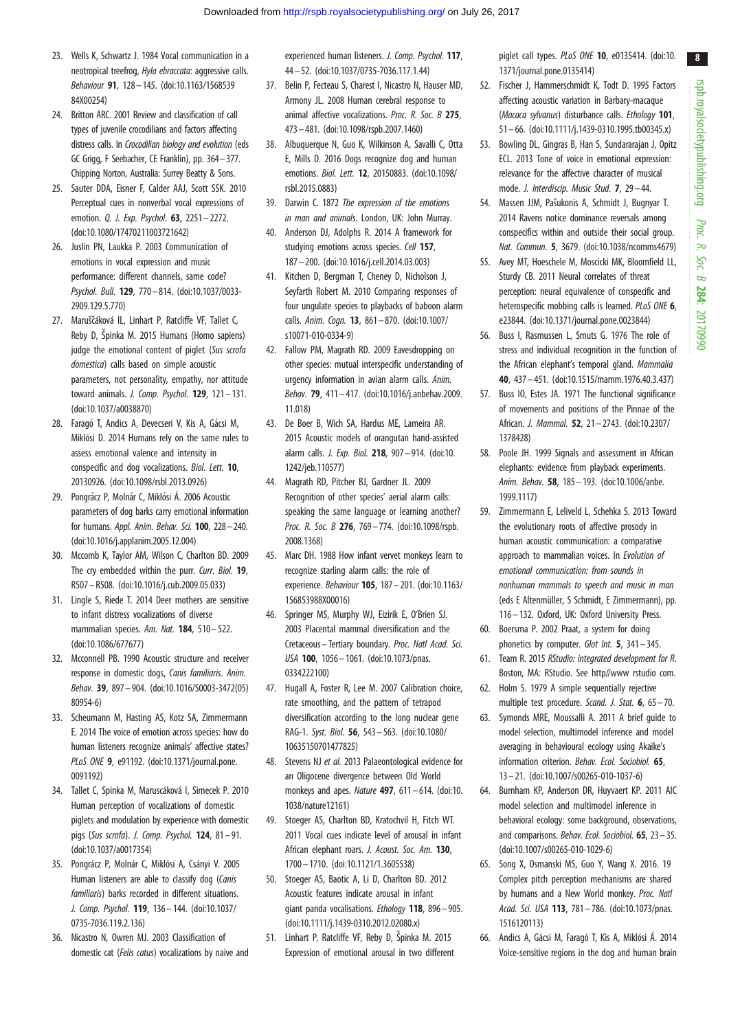23. Wells K, Schwartz J. 1984 Vocal communication in a neotropical treefrog, *Hyla ebraccata*: aggressive calls. *Behaviour* **91**, 128–145. (doi:10.1163/156853984X00254)
24. Britton ARC. 2001 Review and classification of call types of juvenile crocodilians and factors affecting distress calls. In *Crocodilian biology and evolution* (eds GC Grigg, F Seebacher, CE Franklin), pp. 364–377. Chipping Norton, Australia: Surrey Beatty & Sons.
25. Sauter DDA, Eisner F, Calder AAJ, Scott SSK. 2010 Perceptual cues in nonverbal vocal expressions of emotion. *Q. J. Exp. Psychol.* **63**, 2251–2272. (doi:10.1080/17470211003721642)
26. Juslin PN, Laukka P. 2003 Communication of emotions in vocal expression and music performance: different channels, same code? *Psychol. Bull.* **129**, 770–814. (doi:10.1037/0033-2909.129.5.770)
27. Maruščáková IL, Linhart P, Ratcliffe VF, Tallet C, Reby D, Špinka M. 2015 Humans (Homo sapiens) judge the emotional content of piglet (*Sus scrofa domestica*) calls based on simple acoustic parameters, not personality, empathy, nor attitude toward animals. *J. Comp. Psychol.* **129**, 121–131. (doi:10.1037/a0038870)
28. Faragó T, Andics A, Devecseri V, Kis A, Gácsi M, Miklósi D. 2014 Humans rely on the same rules to assess emotional valence and intensity in conspecific and dog vocalizations. *Biol. Lett.* **10**, 20130926. (doi:10.1098/rsbl.2013.0926)
29. Pongrácz P, Molnár C, Miklósi Á. 2006 Acoustic parameters of dog barks carry emotional information for humans. *Appl. Anim. Behav. Sci.* **100**, 228–240. (doi:10.1016/j.applanim.2005.12.004)
30. Mccomb K, Taylor AM, Wilson C, Charlton BD. 2009 The cry embedded within the purr. *Curr. Biol.* **19**, R507–R508. (doi:10.1016/j.cub.2009.05.033)
31. Lingle S, Riede T. 2014 Deer mothers are sensitive to infant distress vocalizations of diverse mammalian species. *Am. Nat.* **184**, 510–522. (doi:10.1086/677677)
32. Mcconnell PB. 1990 Acoustic structure and receiver response in domestic dogs, *Canis familiaris*. *Anim. Behav.* **39**, 897–904. (doi:10.1016/S0003-3472(05)80954-6)
33. Scheumann M, Hasting AS, Kotz SA, Zimmermann E. 2014 The voice of emotion across species: how do human listeners recognize animals' affective states? *PLoS ONE* **9**, e91192. (doi:10.1371/journal.pone.0091192)
34. Tallet C, Spinka M, Maruscáková I, Simecek P. 2010 Human perception of vocalizations of domestic piglets and modulation by experience with domestic pigs (*Sus scrofa*). *J. Comp. Psychol.* **124**, 81–91. (doi:10.1037/a0017354)
35. Pongrácz P, Molnár C, Miklósi A, Csányi V. 2005 Human listeners are able to classify dog (*Canis familiaris*) barks recorded in different situations. *J. Comp. Psychol.* **119**, 136–144. (doi:10.1037/0735-7036.119.2.136)
36. Nicastro N, Owren MJ. 2003 Classification of domestic cat (*Felis catus*) vocalizations by naive and experienced human listeners. *J. Comp. Psychol.* **117**, 44–52. (doi:10.1037/0735-7036.117.1.44)
37. Belin P, Fecteau S, Charest I, Nicastro N, Hauser MD, Armony JL. 2008 Human cerebral response to animal affective vocalizations. *Proc. R. Soc. B* **275**, 473–481. (doi:10.1098/rspb.2007.1460)
38. Albuquerque N, Guo K, Wilkinson A, Savalli C, Otta E, Mills D. 2016 Dogs recognize dog and human emotions. *Biol. Lett.* **12**, 20150883. (doi:10.1098/rsbl.2015.0883)
39. Darwin C. 1872 *The expression of the emotions in man and animals*. London, UK: John Murray.
40. Anderson DJ, Adolphs R. 2014 A framework for studying emotions across species. *Cell* **157**, 187–200. (doi:10.1016/j.cell.2014.03.003)
41. Kitchen D, Bergman T, Cheney D, Nicholson J, Seyfarth Robert M. 2010 Comparing responses of four ungulate species to playbacks of baboon alarm calls. *Anim. Cogn.* **13**, 861–870. (doi:10.1007/s10071-010-0334-9)
42. Fallow PM, Magrath RD. 2009 Eavesdropping on other species: mutual interspecific understanding of urgency information in avian alarm calls. *Anim. Behav.* **79**, 411–417. (doi:10.1016/j.anbehav.2009.11.018)
43. De Boer B, Wich SA, Hardus ME, Lameira AR. 2015 Acoustic models of orangutan hand-assisted alarm calls. *J. Exp. Biol.* **218**, 907–914. (doi:10.1242/jeb.110577)
44. Magrath RD, Pitcher BJ, Gardner JL. 2009 Recognition of other species' aerial alarm calls: speaking the same language or learning another? *Proc. R. Soc. B* **276**, 769–774. (doi:10.1098/rspb.2008.1368)
45. Marc DH. 1988 How infant vervet monkeys learn to recognize starling alarm calls: the role of experience. *Behaviour* **105**, 187–201. (doi:10.1163/156853988X00016)
46. Springer MS, Murphy WJ, Eizirik E, O'Brien SJ. 2003 Placental mammal diversification and the Cretaceous–Tertiary boundary. *Proc. Natl Acad. Sci. USA* **100**, 1056–1061. (doi:10.1073/pnas.0334222100)
47. Hugall A, Foster R, Lee M. 2007 Calibration choice, rate smoothing, and the pattern of tetrapod diversification according to the long nuclear gene RAG-1. *Syst. Biol.* **56**, 543–563. (doi:10.1080/10635150701477825)
48. Stevens NJ *et al.* 2013 Palaeontological evidence for an Oligocene divergence between Old World monkeys and apes. *Nature* **497**, 611–614. (doi:10.1038/nature12161)
49. Stoeger AS, Charlton BD, Kratochvil H, Fitch WT. 2011 Vocal cues indicate level of arousal in infant African elephant roars. *J. Acoust. Soc. Am.* **130**, 1700–1710. (doi:10.1121/1.3605538)
50. Stoeger AS, Baotic A, Li D, Charlton BD. 2012 Acoustic features indicate arousal in infant giant panda vocalisations. *Ethology* **118**, 896–905. (doi:10.1111/j.1439-0310.2012.02080.x)
51. Linhart P, Ratcliffe VF, Reby D, Špinka M. 2015 Expression of emotional arousal in two different piglet call types. *PLoS ONE* **10**, e0135414. (doi:10.1371/journal.pone.0135414)
52. Fischer J, Hammerschmidt K, Todt D. 1995 Factors affecting acoustic variation in Barbary-macaque (*Macaca sylvanus*) disturbance calls. *Ethology* **101**, 51–66. (doi:10.1111/j.1439-0310.1995.tb00345.x)
53. Bowling DL, Gingras B, Han S, Sundararajan J, Opitz ECL. 2013 Tone of voice in emotional expression: relevance for the affective character of musical mode. *J. Interdiscip. Music Stud.* **7**, 29–44.
54. Massen JJM, Pašukonis A, Schmidt J, Bugnyar T. 2014 Ravens notice dominance reversals among conspecifics within and outside their social group. *Nat. Commun.* **5**, 3679. (doi:10.1038/ncomms4679)
55. Avey MT, Hoeschele M, Moscicki MK, Bloomfield LL, Sturdy CB. 2011 Neural correlates of threat perception: neural equivalence of conspecific and heterospecific mobbing calls is learned. *PLoS ONE* **6**, e23844. (doi:10.1371/journal.pone.0023844)
56. Buss I, Rasmussen L, Smuts G. 1976 The role of stress and individual recognition in the function of the African elephant's temporal gland. *Mammalia* **40**, 437–451. (doi:10.1515/mamm.1976.40.3.437)
57. Buss IO, Estes JA. 1971 The functional significance of movements and positions of the Pinnae of the African. *J. Mammal.* **52**, 21–2743. (doi:10.2307/1378428)
58. Poole JH. 1999 Signals and assessment in African elephants: evidence from playback experiments. *Anim. Behav.* **58**, 185–193. (doi:10.1006/anbe.1999.1117)
59. Zimmermann E, Leliveld L, Schehka S. 2013 Toward the evolutionary roots of affective prosody in human acoustic communication: a comparative approach to mammalian voices. In *Evolution of emotional communication: from sounds in nonhuman mammals to speech and music in man* (eds E Altenmüller, S Schmidt, E Zimmermann), pp. 116–132. Oxford, UK: Oxford University Press.
60. Boersma P. 2002 Praat, a system for doing phonetics by computer. *Glot Int.* **5**, 341–345.
61. Team R. 2015 *RStudio: integrated development for R*. Boston, MA: RStudio. See http//www rstudio com.
62. Holm S. 1979 A simple sequentially rejective multiple test procedure. *Scand. J. Stat.* **6**, 65–70.
63. Symonds MRE, Moussalli A. 2011 A brief guide to model selection, multimodel inference and model averaging in behavioural ecology using Akaike's information criterion. *Behav. Ecol. Sociobiol.* **65**, 13–21. (doi:10.1007/s00265-010-1037-6)
64. Burnham KP, Anderson DR, Huyvaert KP. 2011 AIC model selection and multimodel inference in behavioral ecology: some background, observations, and comparisons. *Behav. Ecol. Sociobiol.* **65**, 23–35. (doi:10.1007/s00265-010-1029-6)
65. Song X, Osmanski MS, Guo Y, Wang X. 2016. 19 Complex pitch perception mechanisms are shared by humans and a New World monkey. *Proc. Natl Acad. Sci. USA* **113**, 781–786. (doi:10.1073/pnas.1516120113)
66. Andics A, Gácsi M, Faragó T, Kis A, Miklósi Á. 2014 Voice-sensitive regions in the dog and human brain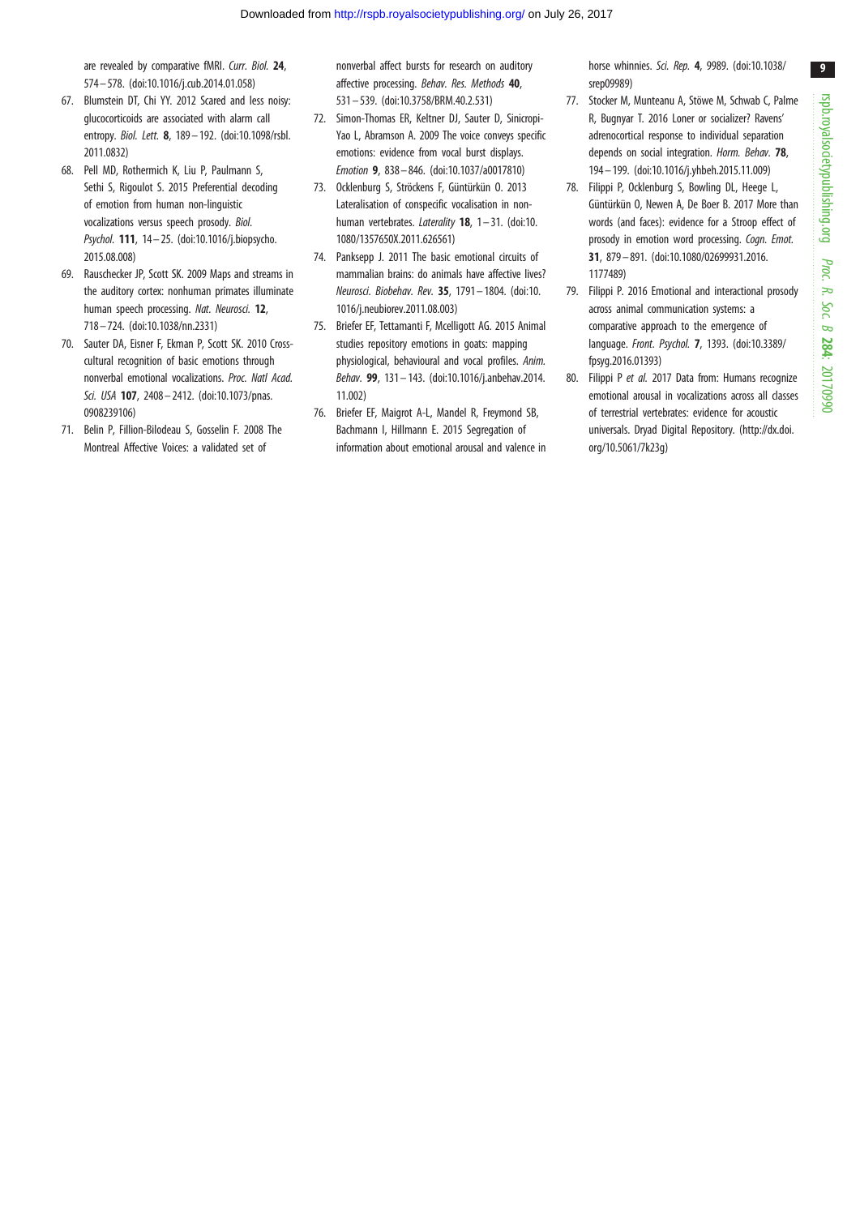are revealed by comparative fMRI. *Curr. Biol.* **24**, 574–578. (doi:10.1016/j.cub.2014.01.058)

67. Blumstein DT, Chi YY. 2012 Scared and less noisy: glucocorticoids are associated with alarm call entropy. *Biol. Lett.* **8**, 189–192. (doi:10.1098/rsbl.2011.0832)
68. Pell MD, Rothermich K, Liu P, Paulmann S, Sethi S, Rigoulot S. 2015 Preferential decoding of emotion from human non-linguistic vocalizations versus speech prosody. *Biol. Psychol.* **111**, 14–25. (doi:10.1016/j.biopsycho.2015.08.008)
69. Rauschecker JP, Scott SK. 2009 Maps and streams in the auditory cortex: nonhuman primates illuminate human speech processing. *Nat. Neurosci.* **12**, 718–724. (doi:10.1038/nn.2331)
70. Sauter DA, Eisner F, Ekman P, Scott SK. 2010 Cross-cultural recognition of basic emotions through nonverbal emotional vocalizations. *Proc. Natl Acad. Sci. USA* **107**, 2408–2412. (doi:10.1073/pnas.0908239106)
71. Belin P, Fillion-Bilodeau S, Gosselin F. 2008 The Montreal Affective Voices: a validated set of nonverbal affect bursts for research on auditory affective processing. *Behav. Res. Methods* **40**, 531–539. (doi:10.3758/BRM.40.2.531)
72. Simon-Thomas ER, Keltner DJ, Sauter D, Sinicropi-Yao L, Abramson A. 2009 The voice conveys specific emotions: evidence from vocal burst displays. *Emotion* **9**, 838–846. (doi:10.1037/a0017810)
73. Ocklenburg S, Ströckens F, Güntürkün O. 2013 Lateralisation of conspecific vocalisation in non-human vertebrates. *Laterality* **18**, 1–31. (doi:10.1080/1357650X.2011.626561)
74. Panksepp J. 2011 The basic emotional circuits of mammalian brains: do animals have affective lives? *Neurosci. Biobehav. Rev.* **35**, 1791–1804. (doi:10.1016/j.neubiorev.2011.08.003)
75. Briefer EF, Tettamanti F, Mcelligott AG. 2015 Animal studies repository emotions in goats: mapping physiological, behavioural and vocal profiles. *Anim. Behav.* **99**, 131–143. (doi:10.1016/j.anbehav.2014.11.002)
76. Briefer EF, Maigrot A-L, Mandel R, Freymond SB, Bachmann I, Hillmann E. 2015 Segregation of information about emotional arousal and valence in horse whinnies. *Sci. Rep.* **4**, 9989. (doi:10.1038/srep09989)
77. Stocker M, Munteanu A, Stöwe M, Schwab C, Palme R, Bugnyar T. 2016 Loner or socializer? Ravens' adrenocortical response to individual separation depends on social integration. *Horm. Behav.* **78**, 194–199. (doi:10.1016/j.yhbeh.2015.11.009)
78. Filippi P, Ocklenburg S, Bowling DL, Heege L, Güntürkün O, Newen A, De Boer B. 2017 More than words (and faces): evidence for a Stroop effect of prosody in emotion word processing. *Cogn. Emot.* **31**, 879–891. (doi:10.1080/02699931.2016.1177489)
79. Filippi P. 2016 Emotional and interactional prosody across animal communication systems: a comparative approach to the emergence of language. *Front. Psychol.* **7**, 1393. (doi:10.3389/fpsyg.2016.01393)
80. Filippi P *et al.* 2017 Data from: Humans recognize emotional arousal in vocalizations across all classes of terrestrial vertebrates: evidence for acoustic universals. Dryad Digital Repository. (http://dx.doi.org/10.5061/7k23g)